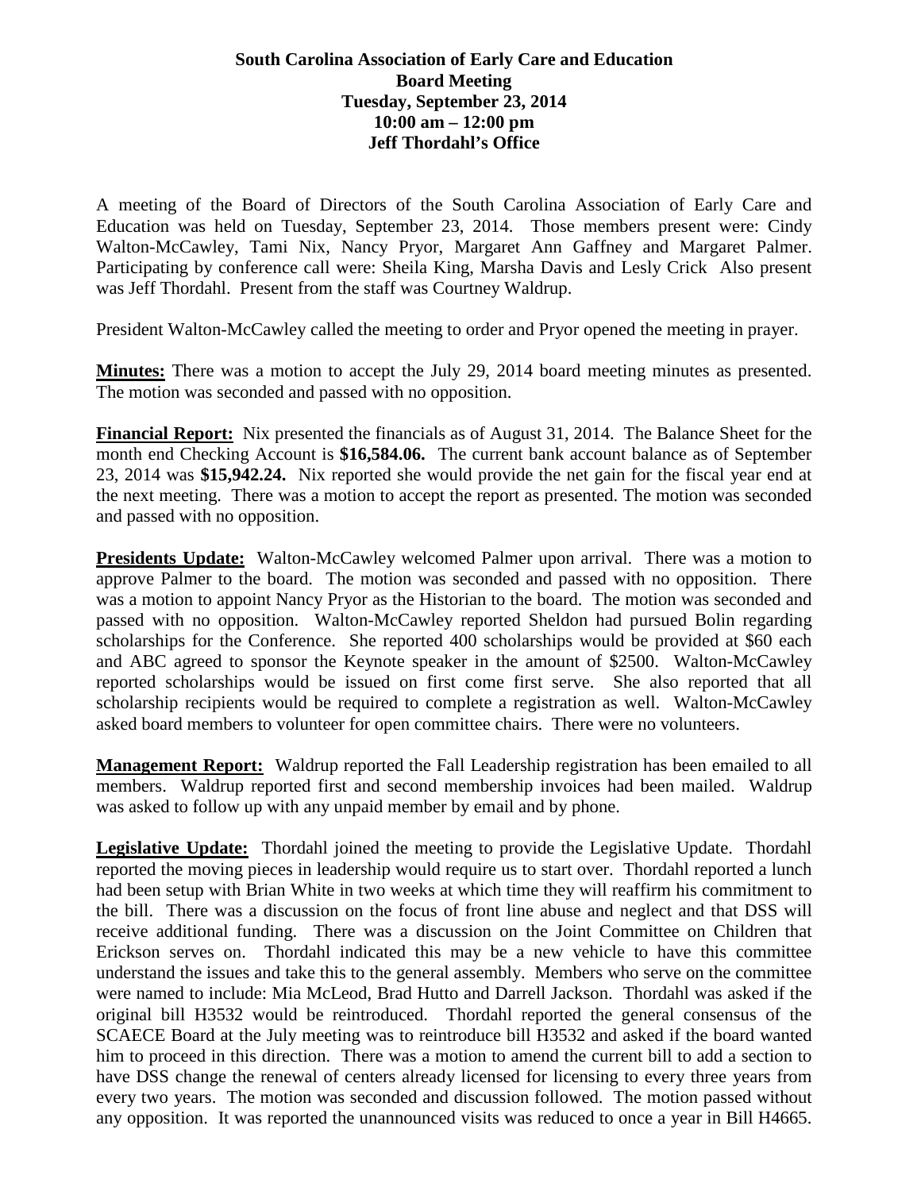**South Carolina Association of Early Care and Education**
**Board Meeting**
**Tuesday, September 23, 2014**
**10:00 am – 12:00 pm**
**Jeff Thordahl's Office**

A meeting of the Board of Directors of the South Carolina Association of Early Care and Education was held on Tuesday, September 23, 2014. Those members present were: Cindy Walton-McCawley, Tami Nix, Nancy Pryor, Margaret Ann Gaffney and Margaret Palmer. Participating by conference call were: Sheila King, Marsha Davis and Lesly Crick Also present was Jeff Thordahl. Present from the staff was Courtney Waldrup.

President Walton-McCawley called the meeting to order and Pryor opened the meeting in prayer.

**Minutes:** There was a motion to accept the July 29, 2014 board meeting minutes as presented. The motion was seconded and passed with no opposition.

**Financial Report:** Nix presented the financials as of August 31, 2014. The Balance Sheet for the month end Checking Account is **$16,584.06.** The current bank account balance as of September 23, 2014 was **$15,942.24.** Nix reported she would provide the net gain for the fiscal year end at the next meeting. There was a motion to accept the report as presented. The motion was seconded and passed with no opposition.

**Presidents Update:** Walton-McCawley welcomed Palmer upon arrival. There was a motion to approve Palmer to the board. The motion was seconded and passed with no opposition. There was a motion to appoint Nancy Pryor as the Historian to the board. The motion was seconded and passed with no opposition. Walton-McCawley reported Sheldon had pursued Bolin regarding scholarships for the Conference. She reported 400 scholarships would be provided at $60 each and ABC agreed to sponsor the Keynote speaker in the amount of $2500. Walton-McCawley reported scholarships would be issued on first come first serve. She also reported that all scholarship recipients would be required to complete a registration as well. Walton-McCawley asked board members to volunteer for open committee chairs. There were no volunteers.

**Management Report:** Waldrup reported the Fall Leadership registration has been emailed to all members. Waldrup reported first and second membership invoices had been mailed. Waldrup was asked to follow up with any unpaid member by email and by phone.

**Legislative Update:** Thordahl joined the meeting to provide the Legislative Update. Thordahl reported the moving pieces in leadership would require us to start over. Thordahl reported a lunch had been setup with Brian White in two weeks at which time they will reaffirm his commitment to the bill. There was a discussion on the focus of front line abuse and neglect and that DSS will receive additional funding. There was a discussion on the Joint Committee on Children that Erickson serves on. Thordahl indicated this may be a new vehicle to have this committee understand the issues and take this to the general assembly. Members who serve on the committee were named to include: Mia McLeod, Brad Hutto and Darrell Jackson. Thordahl was asked if the original bill H3532 would be reintroduced. Thordahl reported the general consensus of the SCAECE Board at the July meeting was to reintroduce bill H3532 and asked if the board wanted him to proceed in this direction. There was a motion to amend the current bill to add a section to have DSS change the renewal of centers already licensed for licensing to every three years from every two years. The motion was seconded and discussion followed. The motion passed without any opposition. It was reported the unannounced visits was reduced to once a year in Bill H4665.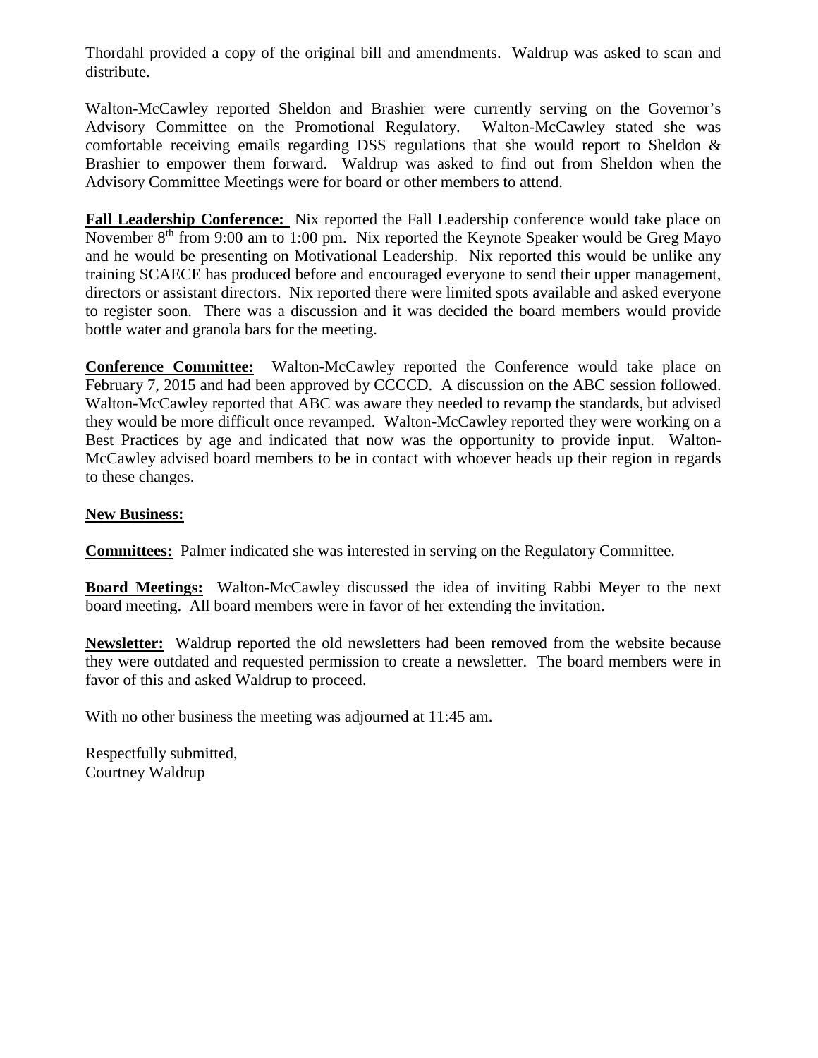Thordahl provided a copy of the original bill and amendments. Waldrup was asked to scan and distribute.

Walton-McCawley reported Sheldon and Brashier were currently serving on the Governor's Advisory Committee on the Promotional Regulatory. Walton-McCawley stated she was comfortable receiving emails regarding DSS regulations that she would report to Sheldon & Brashier to empower them forward. Waldrup was asked to find out from Sheldon when the Advisory Committee Meetings were for board or other members to attend.

**Fall Leadership Conference:** Nix reported the Fall Leadership conference would take place on November 8th from 9:00 am to 1:00 pm. Nix reported the Keynote Speaker would be Greg Mayo and he would be presenting on Motivational Leadership. Nix reported this would be unlike any training SCAECE has produced before and encouraged everyone to send their upper management, directors or assistant directors. Nix reported there were limited spots available and asked everyone to register soon. There was a discussion and it was decided the board members would provide bottle water and granola bars for the meeting.

**Conference Committee:** Walton-McCawley reported the Conference would take place on February 7, 2015 and had been approved by CCCCD. A discussion on the ABC session followed. Walton-McCawley reported that ABC was aware they needed to revamp the standards, but advised they would be more difficult once revamped. Walton-McCawley reported they were working on a Best Practices by age and indicated that now was the opportunity to provide input. Walton-McCawley advised board members to be in contact with whoever heads up their region in regards to these changes.

**New Business:**

**Committees:** Palmer indicated she was interested in serving on the Regulatory Committee.

**Board Meetings:** Walton-McCawley discussed the idea of inviting Rabbi Meyer to the next board meeting. All board members were in favor of her extending the invitation.

**Newsletter:** Waldrup reported the old newsletters had been removed from the website because they were outdated and requested permission to create a newsletter. The board members were in favor of this and asked Waldrup to proceed.

With no other business the meeting was adjourned at 11:45 am.

Respectfully submitted,
Courtney Waldrup